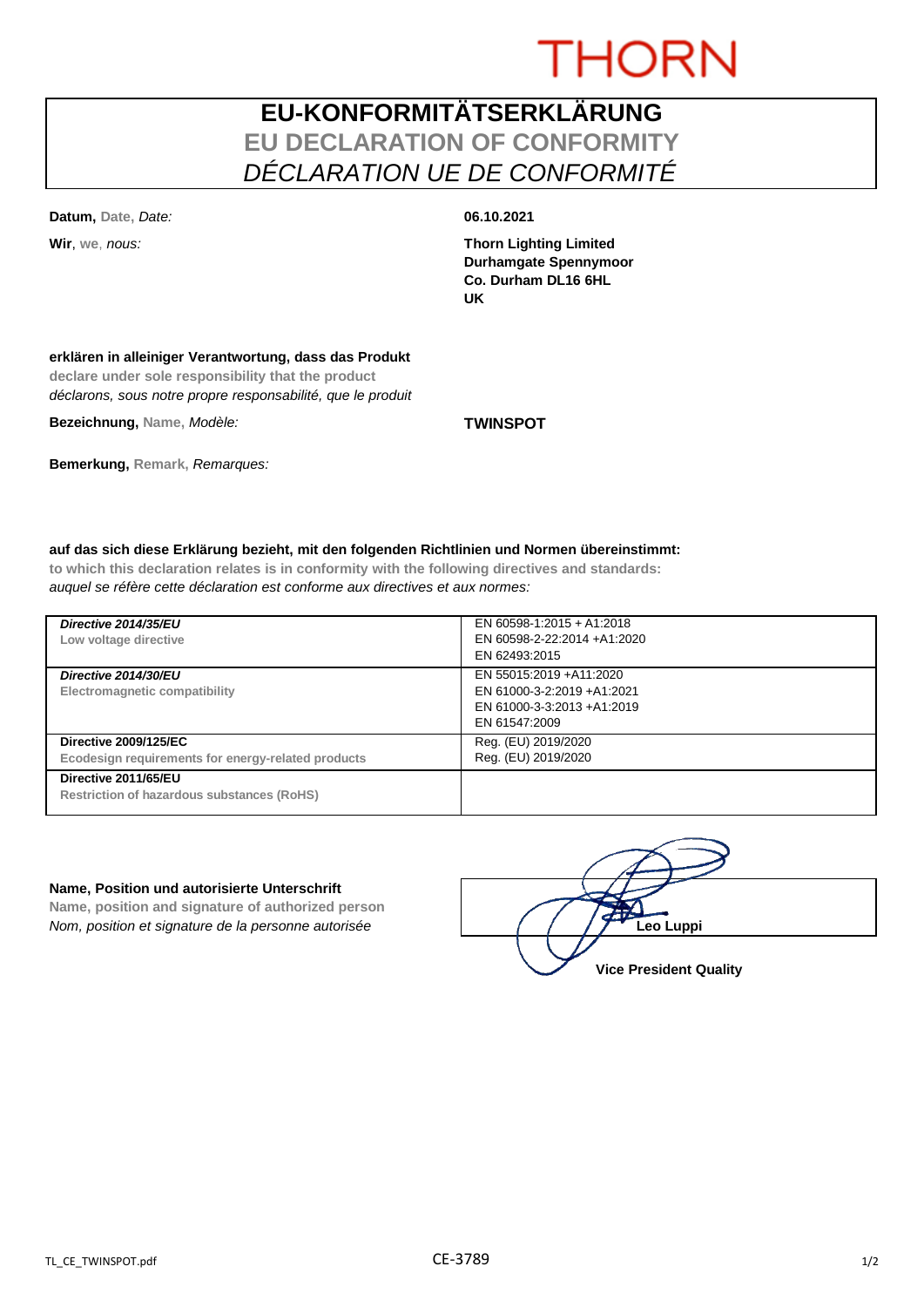THORN

# EU-KONFORMITÄTSERKLÄRUNG
## EU DECLARATION OF CONFORMITY
## *DÉCLARATION UE DE CONFORMITÉ*

**Datum,** Date, *Date:* **06.10.2021**

**Wir**, we, *nous:* **Thorn Lighting Limited**
**Durhamgate Spennymoor**
**Co. Durham DL16 6HL**
**UK**

**erklären in alleiniger Verantwortung, dass das Produkt**
**declare under sole responsibility that the product**
*déclarons, sous notre propre responsabilité, que le produit*

**Bezeichnung,** Name, *Modèle:* **TWINSPOT**

**Bemerkung,** Remark, *Remarques:*

**auf das sich diese Erklärung bezieht, mit den folgenden Richtlinien und Normen übereinstimmt:**
**to which this declaration relates is in conformity with the following directives and standards:**
*auquel se réfère cette déclaration est conforme aux directives et aux normes:*

| Directive | Standards |
|---|---|
| ***Directive 2014/35/EU***<br>**Low voltage directive** | EN 60598-1:2015 + A1:2018<br>EN 60598-2-22:2014 +A1:2020<br>EN 62493:2015 |
| ***Directive 2014/30/EU***<br>**Electromagnetic compatibility** | EN 55015:2019 +A11:2020<br>EN 61000-3-2:2019 +A1:2021<br>EN 61000-3-3:2013 +A1:2019<br>EN 61547:2009 |
| **Directive 2009/125/EC**<br>**Ecodesign requirements for energy-related products** | Reg. (EU) 2019/2020<br>Reg. (EU) 2019/2020 |
| **Directive 2011/65/EU**<br>**Restriction of hazardous substances (RoHS)** | |

**Name, Position und autorisierte Unterschrift**
**Name, position and signature of authorized person**
*Nom, position et signature de la personne autorisée*

**Leo Luppi**
**Vice President Quality**

TL_CE_TWINSPOT.pdf CE-3789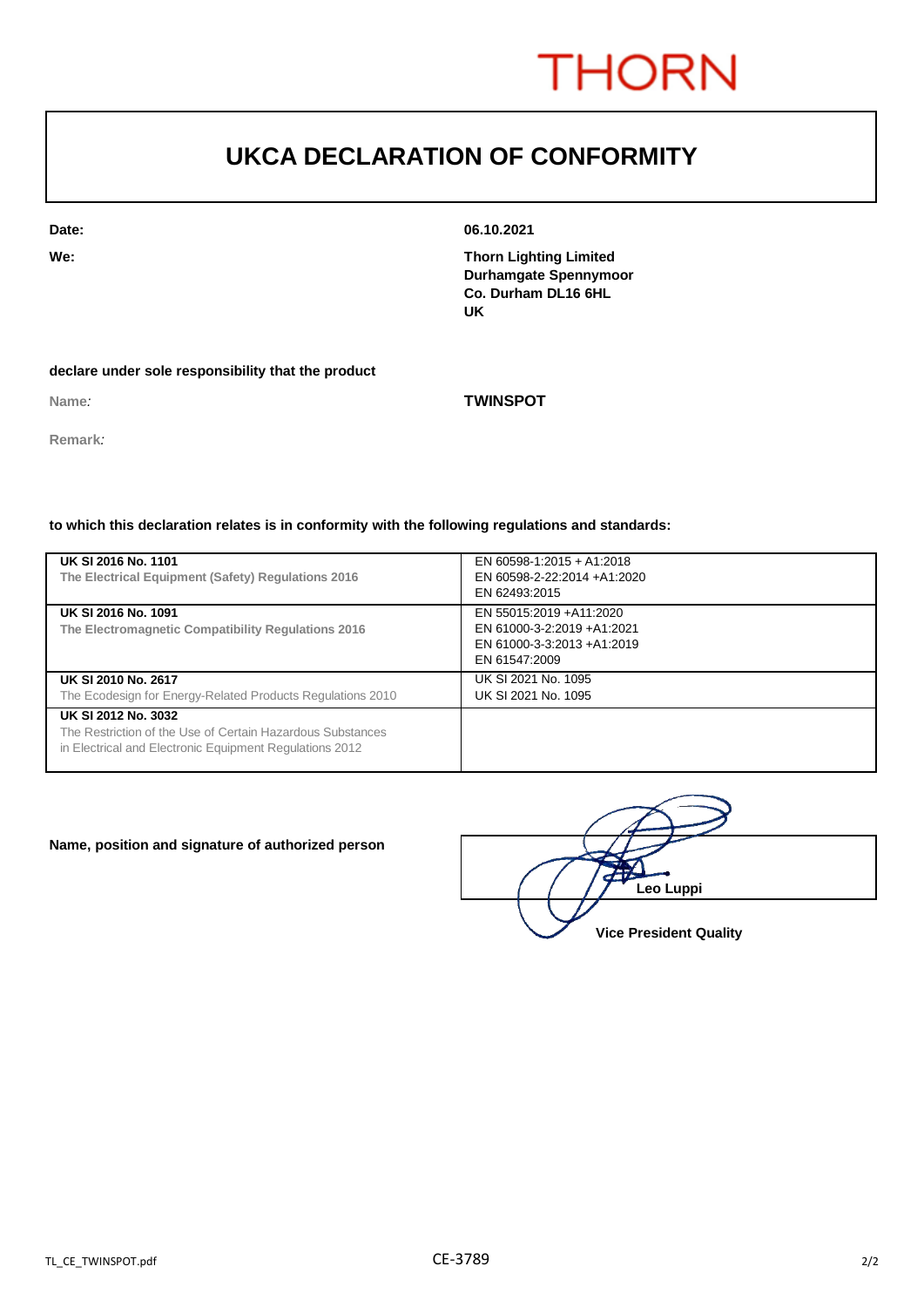THORN

# UKCA DECLARATION OF CONFORMITY

**Date:** **06.10.2021**

**We:** **Thorn Lighting Limited**
**Durhamgate Spennymoor**
**Co. Durham DL16 6HL**
**UK**

**declare under sole responsibility that the product**

**Name:** **TWINSPOT**

**Remark:**

**to which this declaration relates is in conformity with the following regulations and standards:**

| | |
|---|---|
| **UK SI 2016 No. 1101**<br>**The Electrical Equipment (Safety) Regulations 2016** | EN 60598-1:2015 + A1:2018<br>EN 60598-2-22:2014 +A1:2020<br>EN 62493:2015 |
| **UK SI 2016 No. 1091**<br>**The Electromagnetic Compatibility Regulations 2016** | EN 55015:2019 +A11:2020<br>EN 61000-3-2:2019 +A1:2021<br>EN 61000-3-3:2013 +A1:2019<br>EN 61547:2009 |
| **UK SI 2010 No. 2617**<br>The Ecodesign for Energy-Related Products Regulations 2010 | UK SI 2021 No. 1095<br>UK SI 2021 No. 1095 |
| **UK SI 2012 No. 3032**<br>The Restriction of the Use of Certain Hazardous Substances in Electrical and Electronic Equipment Regulations 2012 | |

**Name, position and signature of authorized person**

**Leo Luppi**

**Vice President Quality**

TL_CE_TWINSPOT.pdf CE-3789